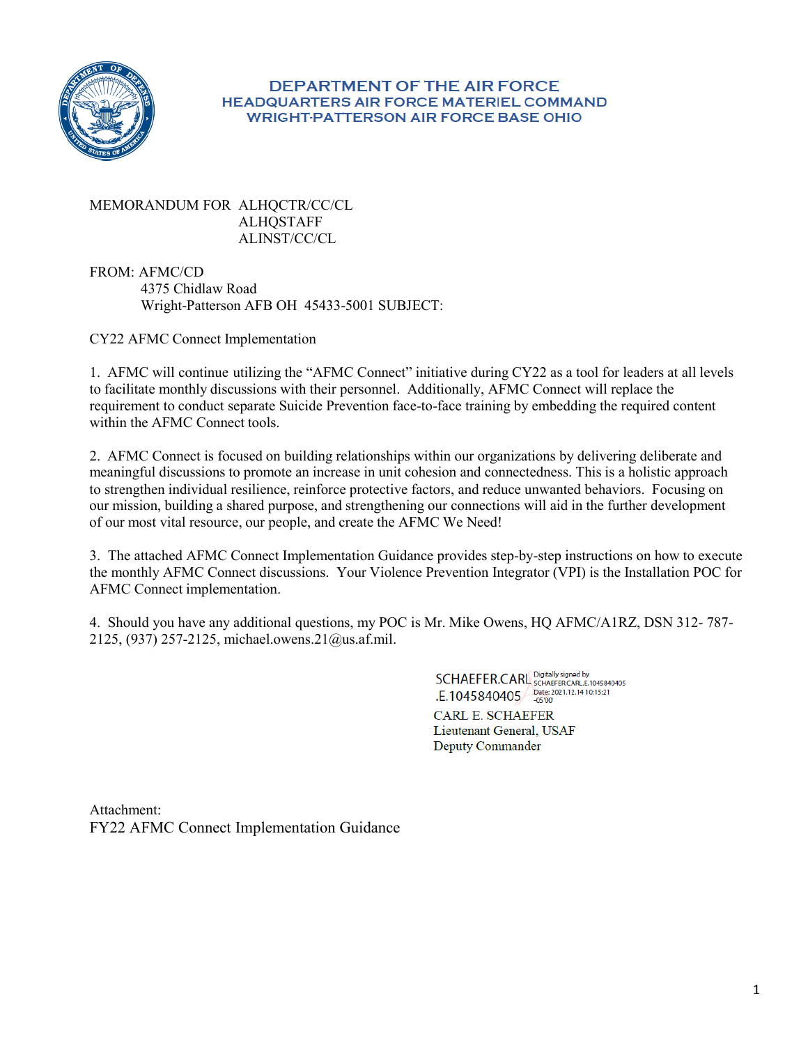# DEPARTMENT OF THE AIR FORCE
## HEADQUARTERS AIR FORCE MATERIEL COMMAND
## WRIGHT-PATTERSON AIR FORCE BASE OHIO

MEMORANDUM FOR ALHQCTR/CC/CL
ALHQSTAFF
ALINST/CC/CL

FROM: AFMC/CD
4375 Chidlaw Road
Wright-Patterson AFB OH 45433-5001 SUBJECT:

CY22 AFMC Connect Implementation

1. AFMC will continue utilizing the "AFMC Connect" initiative during CY22 as a tool for leaders at all levels to facilitate monthly discussions with their personnel. Additionally, AFMC Connect will replace the requirement to conduct separate Suicide Prevention face-to-face training by embedding the required content within the AFMC Connect tools.

2. AFMC Connect is focused on building relationships within our organizations by delivering deliberate and meaningful discussions to promote an increase in unit cohesion and connectedness. This is a holistic approach to strengthen individual resilience, reinforce protective factors, and reduce unwanted behaviors. Focusing on our mission, building a shared purpose, and strengthening our connections will aid in the further development of our most vital resource, our people, and create the AFMC We Need!

3. The attached AFMC Connect Implementation Guidance provides step-by-step instructions on how to execute the monthly AFMC Connect discussions. Your Violence Prevention Integrator (VPI) is the Installation POC for AFMC Connect implementation.

4. Should you have any additional questions, my POC is Mr. Mike Owens, HQ AFMC/A1RZ, DSN 312- 787-2125, (937) 257-2125, michael.owens.21@us.af.mil.

SCHAEFER.CARL.E.1045840405 Digitally signed by SCHAEFER.CARL.E.1045840405 Date: 2021.12.14 10:15:21 -05'00'

CARL E. SCHAEFER
Lieutenant General, USAF
Deputy Commander

Attachment:
FY22 AFMC Connect Implementation Guidance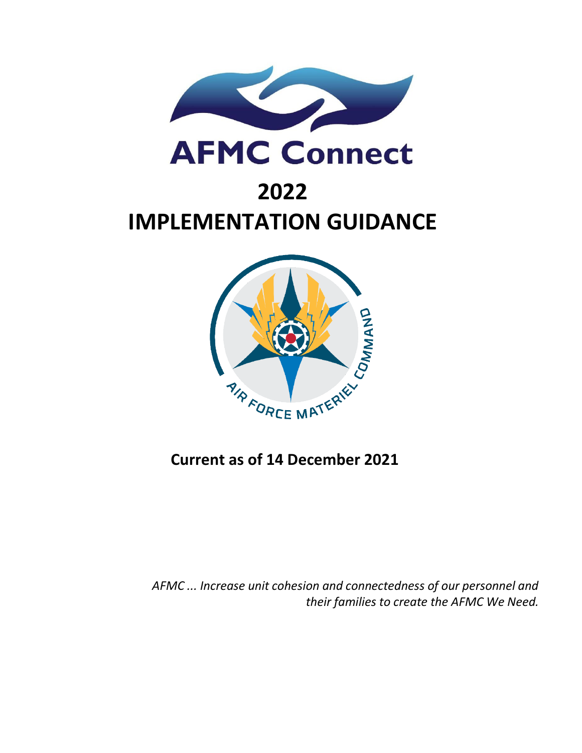# AFMC Connect

# 2022

# IMPLEMENTATION GUIDANCE

**Current as of 14 December 2021**

*AFMC ... Increase unit cohesion and connectedness of our personnel and their families to create the AFMC We Need.*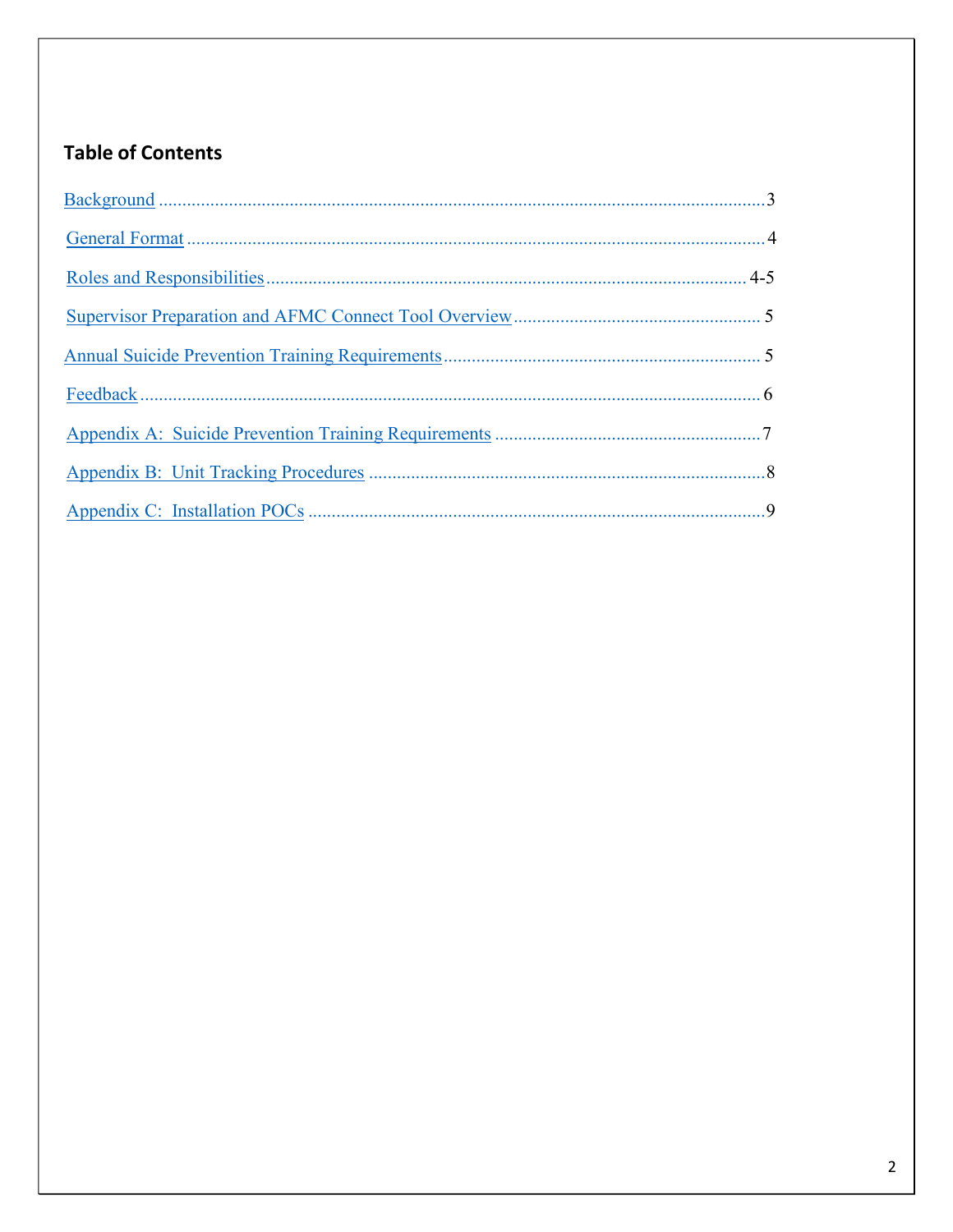## Table of Contents

| | |
|---|---|
| Background | 3 |
| General Format | 4 |
| Roles and Responsibilities | 4-5 |
| Supervisor Preparation and AFMC Connect Tool Overview | 5 |
| Annual Suicide Prevention Training Requirements | 5 |
| Feedback | 6 |
| Appendix A: Suicide Prevention Training Requirements | 7 |
| Appendix B: Unit Tracking Procedures | 8 |
| Appendix C: Installation POCs | 9 |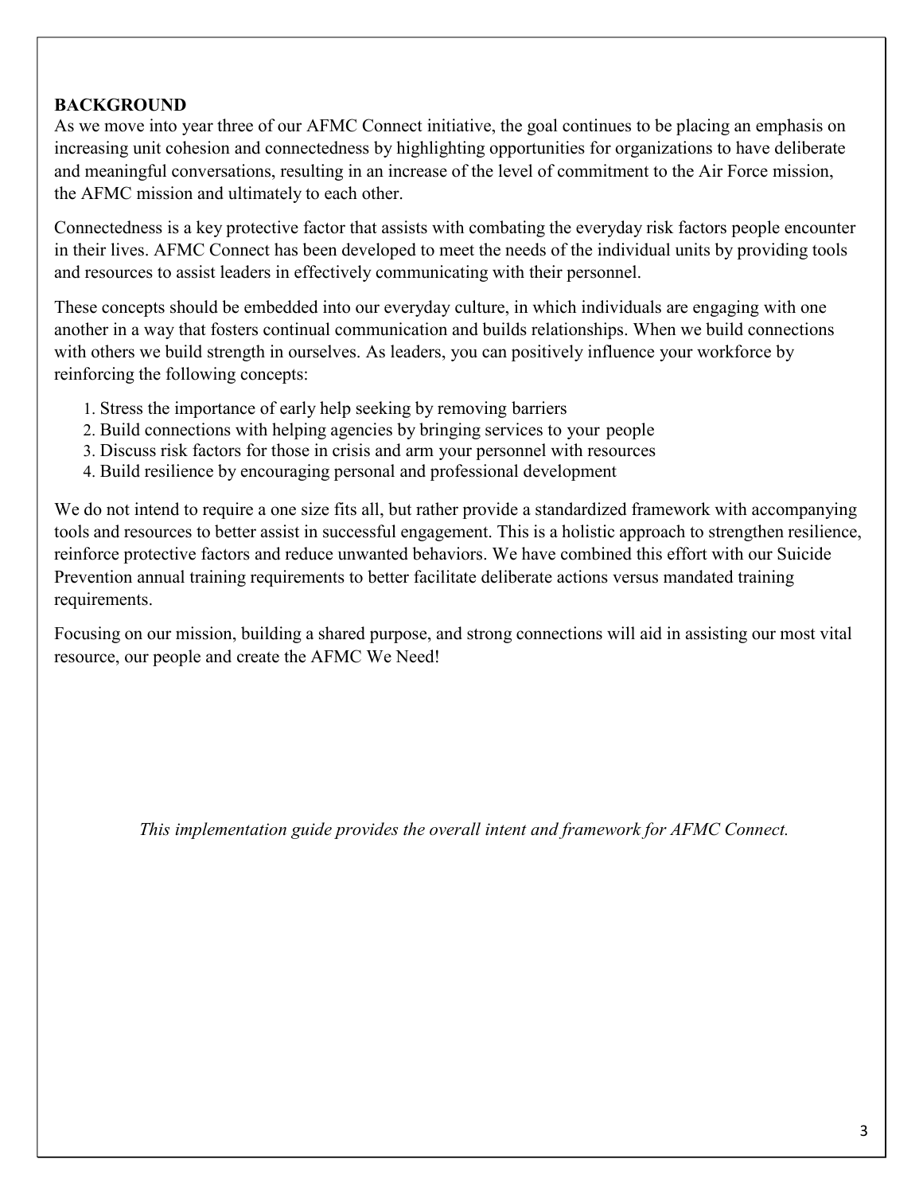## BACKGROUND

As we move into year three of our AFMC Connect initiative, the goal continues to be placing an emphasis on increasing unit cohesion and connectedness by highlighting opportunities for organizations to have deliberate and meaningful conversations, resulting in an increase of the level of commitment to the Air Force mission, the AFMC mission and ultimately to each other.

Connectedness is a key protective factor that assists with combating the everyday risk factors people encounter in their lives. AFMC Connect has been developed to meet the needs of the individual units by providing tools and resources to assist leaders in effectively communicating with their personnel.

These concepts should be embedded into our everyday culture, in which individuals are engaging with one another in a way that fosters continual communication and builds relationships. When we build connections with others we build strength in ourselves. As leaders, you can positively influence your workforce by reinforcing the following concepts:

1. Stress the importance of early help seeking by removing barriers
2. Build connections with helping agencies by bringing services to your people
3. Discuss risk factors for those in crisis and arm your personnel with resources
4. Build resilience by encouraging personal and professional development

We do not intend to require a one size fits all, but rather provide a standardized framework with accompanying tools and resources to better assist in successful engagement. This is a holistic approach to strengthen resilience, reinforce protective factors and reduce unwanted behaviors. We have combined this effort with our Suicide Prevention annual training requirements to better facilitate deliberate actions versus mandated training requirements.

Focusing on our mission, building a shared purpose, and strong connections will aid in assisting our most vital resource, our people and create the AFMC We Need!

*This implementation guide provides the overall intent and framework for AFMC Connect.*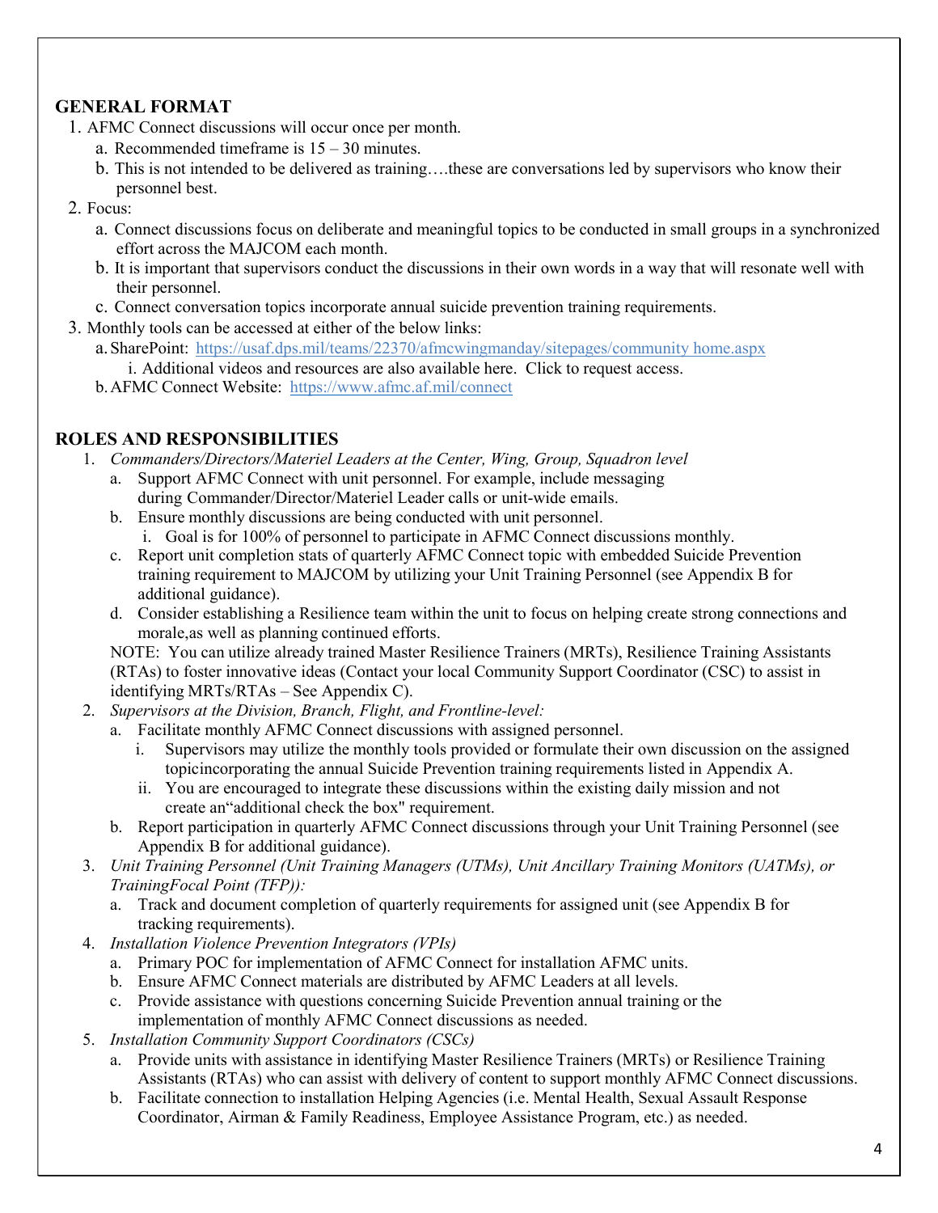## GENERAL FORMAT

1. AFMC Connect discussions will occur once per month.
   a. Recommended timeframe is 15 – 30 minutes.
   b. This is not intended to be delivered as training….these are conversations led by supervisors who know their personnel best.
2. Focus:
   a. Connect discussions focus on deliberate and meaningful topics to be conducted in small groups in a synchronized effort across the MAJCOM each month.
   b. It is important that supervisors conduct the discussions in their own words in a way that will resonate well with their personnel.
   c. Connect conversation topics incorporate annual suicide prevention training requirements.
3. Monthly tools can be accessed at either of the below links:
   a. SharePoint: https://usaf.dps.mil/teams/22370/afmcwingmanday/sitepages/community home.aspx
      i. Additional videos and resources are also available here. Click to request access.
   b. AFMC Connect Website: https://www.afmc.af.mil/connect

## ROLES AND RESPONSIBILITIES

1. *Commanders/Directors/Materiel Leaders at the Center, Wing, Group, Squadron level*
   a. Support AFMC Connect with unit personnel. For example, include messaging during Commander/Director/Materiel Leader calls or unit-wide emails.
   b. Ensure monthly discussions are being conducted with unit personnel.
      i. Goal is for 100% of personnel to participate in AFMC Connect discussions monthly.
   c. Report unit completion stats of quarterly AFMC Connect topic with embedded Suicide Prevention training requirement to MAJCOM by utilizing your Unit Training Personnel (see Appendix B for additional guidance).
   d. Consider establishing a Resilience team within the unit to focus on helping create strong connections and morale,as well as planning continued efforts.

   NOTE: You can utilize already trained Master Resilience Trainers (MRTs), Resilience Training Assistants (RTAs) to foster innovative ideas (Contact your local Community Support Coordinator (CSC) to assist in identifying MRTs/RTAs – See Appendix C).
2. *Supervisors at the Division, Branch, Flight, and Frontline-level:*
   a. Facilitate monthly AFMC Connect discussions with assigned personnel.
      i. Supervisors may utilize the monthly tools provided or formulate their own discussion on the assigned topicincorporating the annual Suicide Prevention training requirements listed in Appendix A.
      ii. You are encouraged to integrate these discussions within the existing daily mission and not create an"additional check the box" requirement.
   b. Report participation in quarterly AFMC Connect discussions through your Unit Training Personnel (see Appendix B for additional guidance).
3. *Unit Training Personnel (Unit Training Managers (UTMs), Unit Ancillary Training Monitors (UATMs), or TrainingFocal Point (TFP)):*
   a. Track and document completion of quarterly requirements for assigned unit (see Appendix B for tracking requirements).
4. *Installation Violence Prevention Integrators (VPIs)*
   a. Primary POC for implementation of AFMC Connect for installation AFMC units.
   b. Ensure AFMC Connect materials are distributed by AFMC Leaders at all levels.
   c. Provide assistance with questions concerning Suicide Prevention annual training or the implementation of monthly AFMC Connect discussions as needed.
5. *Installation Community Support Coordinators (CSCs)*
   a. Provide units with assistance in identifying Master Resilience Trainers (MRTs) or Resilience Training Assistants (RTAs) who can assist with delivery of content to support monthly AFMC Connect discussions.
   b. Facilitate connection to installation Helping Agencies (i.e. Mental Health, Sexual Assault Response Coordinator, Airman & Family Readiness, Employee Assistance Program, etc.) as needed.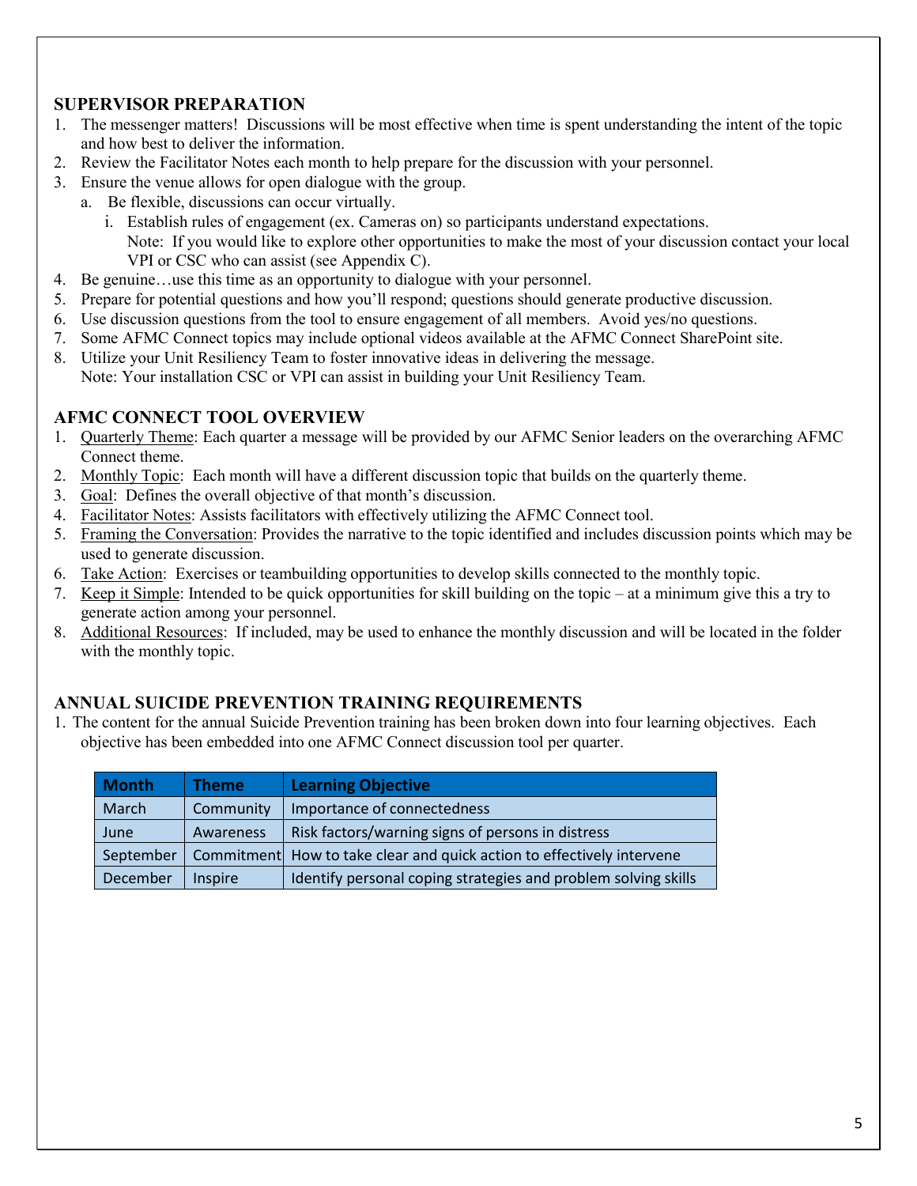## SUPERVISOR PREPARATION

1. The messenger matters! Discussions will be most effective when time is spent understanding the intent of the topic and how best to deliver the information.
2. Review the Facilitator Notes each month to help prepare for the discussion with your personnel.
3. Ensure the venue allows for open dialogue with the group.
   a. Be flexible, discussions can occur virtually.
      i. Establish rules of engagement (ex. Cameras on) so participants understand expectations.
      Note: If you would like to explore other opportunities to make the most of your discussion contact your local VPI or CSC who can assist (see Appendix C).
4. Be genuine…use this time as an opportunity to dialogue with your personnel.
5. Prepare for potential questions and how you'll respond; questions should generate productive discussion.
6. Use discussion questions from the tool to ensure engagement of all members. Avoid yes/no questions.
7. Some AFMC Connect topics may include optional videos available at the AFMC Connect SharePoint site.
8. Utilize your Unit Resiliency Team to foster innovative ideas in delivering the message.
   Note: Your installation CSC or VPI can assist in building your Unit Resiliency Team.

## AFMC CONNECT TOOL OVERVIEW

1. Quarterly Theme: Each quarter a message will be provided by our AFMC Senior leaders on the overarching AFMC Connect theme.
2. Monthly Topic: Each month will have a different discussion topic that builds on the quarterly theme.
3. Goal: Defines the overall objective of that month's discussion.
4. Facilitator Notes: Assists facilitators with effectively utilizing the AFMC Connect tool.
5. Framing the Conversation: Provides the narrative to the topic identified and includes discussion points which may be used to generate discussion.
6. Take Action: Exercises or teambuilding opportunities to develop skills connected to the monthly topic.
7. Keep it Simple: Intended to be quick opportunities for skill building on the topic – at a minimum give this a try to generate action among your personnel.
8. Additional Resources: If included, may be used to enhance the monthly discussion and will be located in the folder with the monthly topic.

## ANNUAL SUICIDE PREVENTION TRAINING REQUIREMENTS

1. The content for the annual Suicide Prevention training has been broken down into four learning objectives. Each objective has been embedded into one AFMC Connect discussion tool per quarter.

| Month | Theme | Learning Objective |
|---|---|---|
| March | Community | Importance of connectedness |
| June | Awareness | Risk factors/warning signs of persons in distress |
| September | Commitment | How to take clear and quick action to effectively intervene |
| December | Inspire | Identify personal coping strategies and problem solving skills |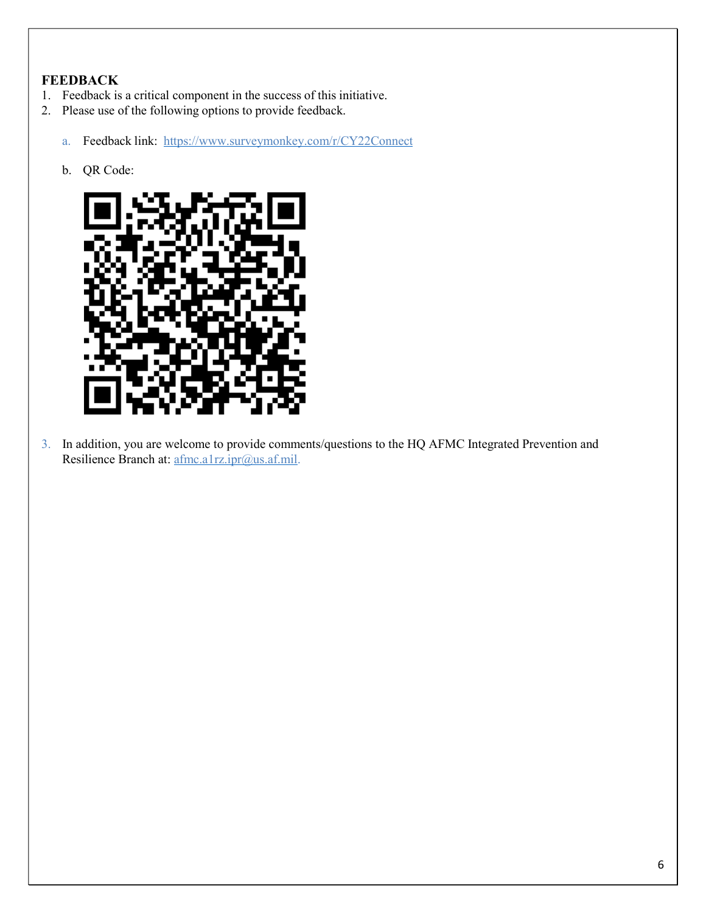**FEEDBACK**

1. Feedback is a critical component in the success of this initiative.
2. Please use of the following options to provide feedback.

    a. Feedback link: https://www.surveymonkey.com/r/CY22Connect

    b. QR Code:

3. In addition, you are welcome to provide comments/questions to the HQ AFMC Integrated Prevention and Resilience Branch at: afmc.a1rz.ipr@us.af.mil.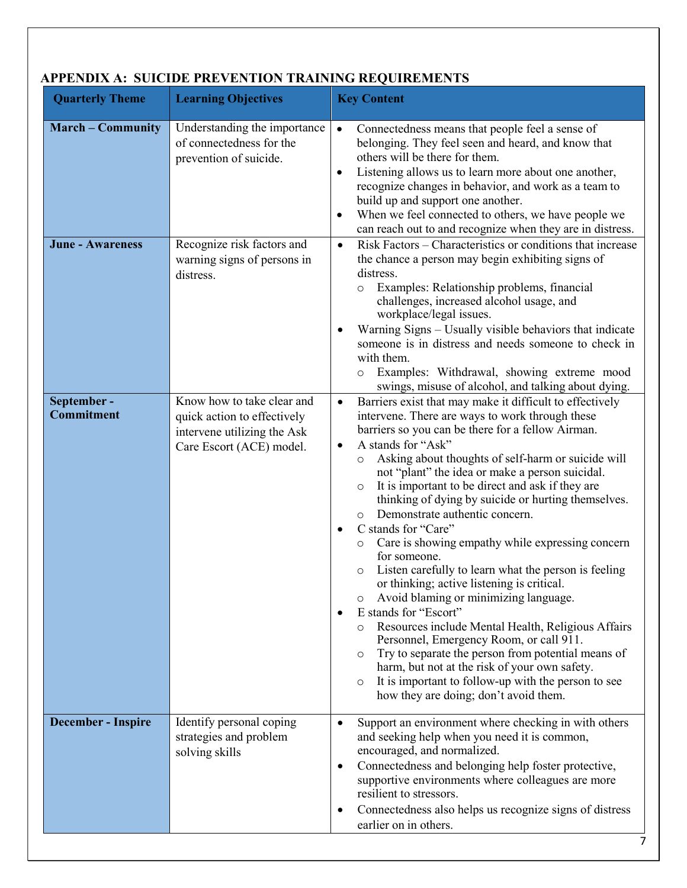# APPENDIX A: SUICIDE PREVENTION TRAINING REQUIREMENTS

| Quarterly Theme | Learning Objectives | Key Content |
|---|---|---|
| **March – Community** | Understanding the importance of connectedness for the prevention of suicide. | • Connectedness means that people feel a sense of belonging. They feel seen and heard, and know that others will be there for them.<br>• Listening allows us to learn more about one another, recognize changes in behavior, and work as a team to build up and support one another.<br>• When we feel connected to others, we have people we can reach out to and recognize when they are in distress. |
| **June - Awareness** | Recognize risk factors and warning signs of persons in distress. | • Risk Factors – Characteristics or conditions that increase the chance a person may begin exhibiting signs of distress.<br>  ○ Examples: Relationship problems, financial challenges, increased alcohol usage, and workplace/legal issues.<br>• Warning Signs – Usually visible behaviors that indicate someone is in distress and needs someone to check in with them.<br>  ○ Examples: Withdrawal, showing extreme mood swings, misuse of alcohol, and talking about dying. |
| **September - Commitment** | Know how to take clear and quick action to effectively intervene utilizing the Ask Care Escort (ACE) model. | • Barriers exist that may make it difficult to effectively intervene. There are ways to work through these barriers so you can be there for a fellow Airman.<br>• A stands for "Ask"<br>  ○ Asking about thoughts of self-harm or suicide will not "plant" the idea or make a person suicidal.<br>  ○ It is important to be direct and ask if they are thinking of dying by suicide or hurting themselves.<br>  ○ Demonstrate authentic concern.<br>• C stands for "Care"<br>  ○ Care is showing empathy while expressing concern for someone.<br>  ○ Listen carefully to learn what the person is feeling or thinking; active listening is critical.<br>  ○ Avoid blaming or minimizing language.<br>• E stands for "Escort"<br>  ○ Resources include Mental Health, Religious Affairs Personnel, Emergency Room, or call 911.<br>  ○ Try to separate the person from potential means of harm, but not at the risk of your own safety.<br>  ○ It is important to follow-up with the person to see how they are doing; don't avoid them. |
| **December - Inspire** | Identify personal coping strategies and problem solving skills | • Support an environment where checking in with others and seeking help when you need it is common, encouraged, and normalized.<br>• Connectedness and belonging help foster protective, supportive environments where colleagues are more resilient to stressors.<br>• Connectedness also helps us recognize signs of distress earlier on in others. |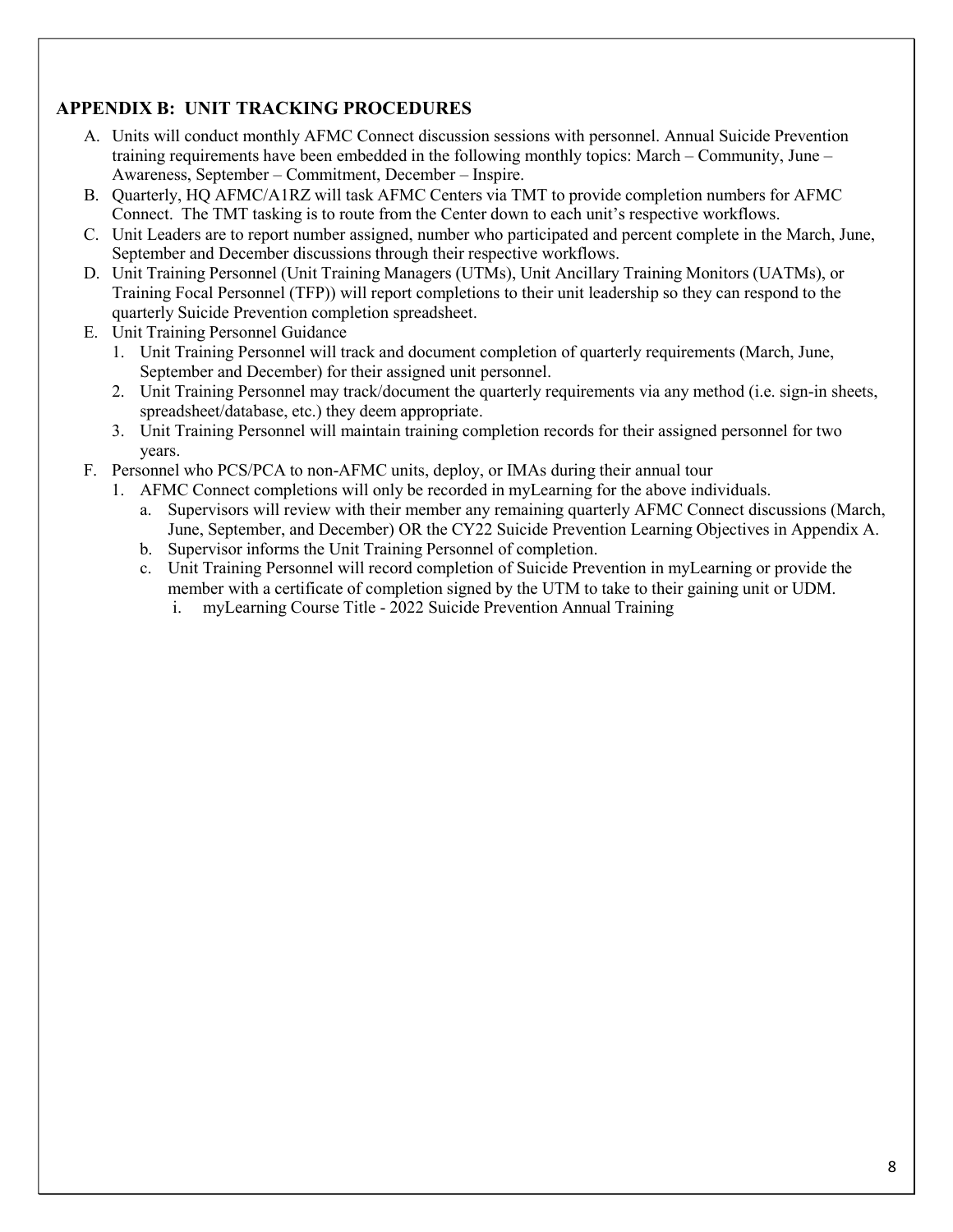## APPENDIX B: UNIT TRACKING PROCEDURES

A. Units will conduct monthly AFMC Connect discussion sessions with personnel. Annual Suicide Prevention training requirements have been embedded in the following monthly topics: March – Community, June – Awareness, September – Commitment, December – Inspire.

B. Quarterly, HQ AFMC/A1RZ will task AFMC Centers via TMT to provide completion numbers for AFMC Connect. The TMT tasking is to route from the Center down to each unit's respective workflows.

C. Unit Leaders are to report number assigned, number who participated and percent complete in the March, June, September and December discussions through their respective workflows.

D. Unit Training Personnel (Unit Training Managers (UTMs), Unit Ancillary Training Monitors (UATMs), or Training Focal Personnel (TFP)) will report completions to their unit leadership so they can respond to the quarterly Suicide Prevention completion spreadsheet.

E. Unit Training Personnel Guidance
   1. Unit Training Personnel will track and document completion of quarterly requirements (March, June, September and December) for their assigned unit personnel.
   2. Unit Training Personnel may track/document the quarterly requirements via any method (i.e. sign-in sheets, spreadsheet/database, etc.) they deem appropriate.
   3. Unit Training Personnel will maintain training completion records for their assigned personnel for two years.

F. Personnel who PCS/PCA to non-AFMC units, deploy, or IMAs during their annual tour
   1. AFMC Connect completions will only be recorded in myLearning for the above individuals.
      a. Supervisors will review with their member any remaining quarterly AFMC Connect discussions (March, June, September, and December) OR the CY22 Suicide Prevention Learning Objectives in Appendix A.
      b. Supervisor informs the Unit Training Personnel of completion.
      c. Unit Training Personnel will record completion of Suicide Prevention in myLearning or provide the member with a certificate of completion signed by the UTM to take to their gaining unit or UDM.
         i. myLearning Course Title - 2022 Suicide Prevention Annual Training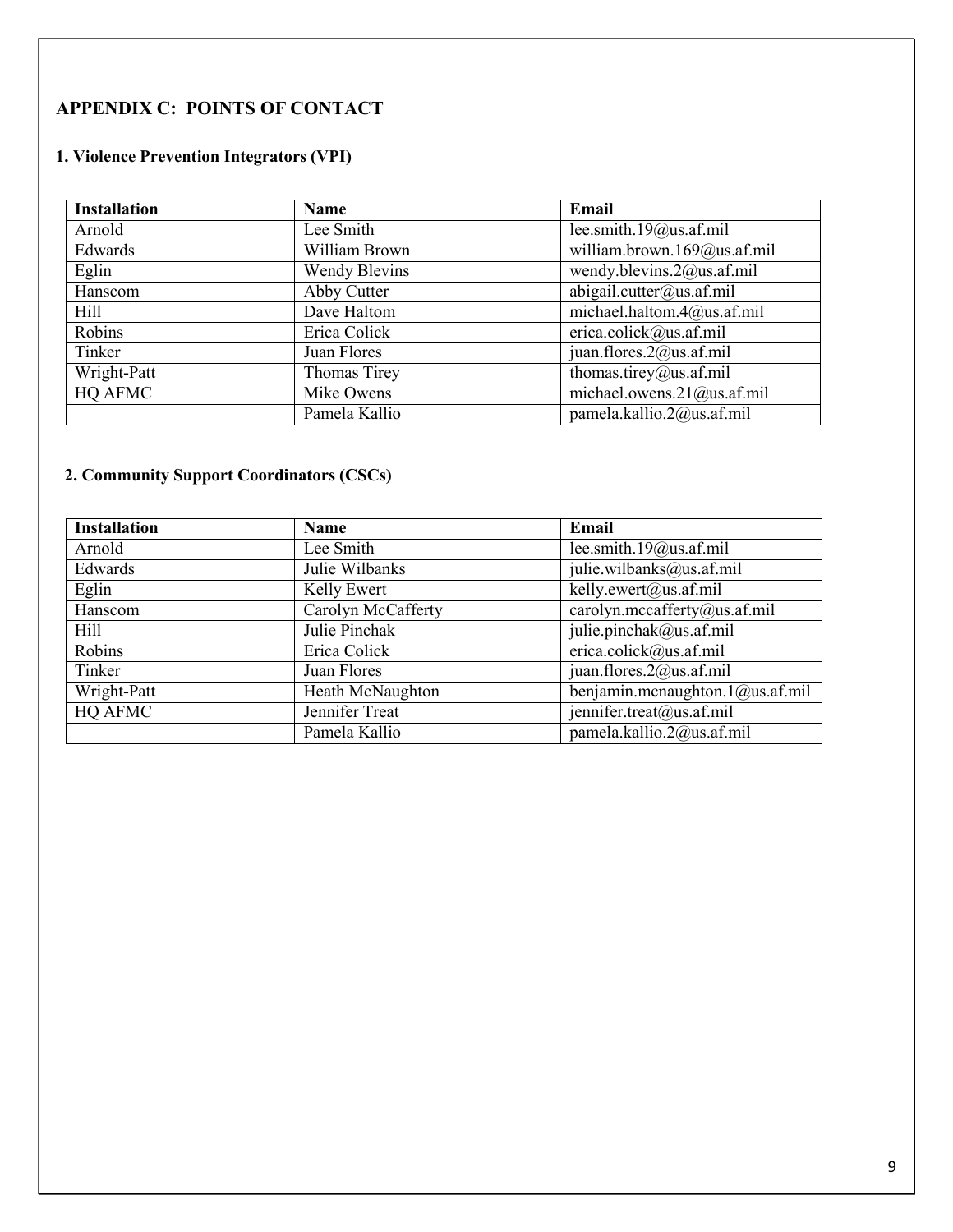## APPENDIX C: POINTS OF CONTACT

### 1. Violence Prevention Integrators (VPI)

| Installation | Name | Email |
|---|---|---|
| Arnold | Lee Smith | lee.smith.19@us.af.mil |
| Edwards | William Brown | william.brown.169@us.af.mil |
| Eglin | Wendy Blevins | wendy.blevins.2@us.af.mil |
| Hanscom | Abby Cutter | abigail.cutter@us.af.mil |
| Hill | Dave Haltom | michael.haltom.4@us.af.mil |
| Robins | Erica Colick | erica.colick@us.af.mil |
| Tinker | Juan Flores | juan.flores.2@us.af.mil |
| Wright-Patt | Thomas Tirey | thomas.tirey@us.af.mil |
| HQ AFMC | Mike Owens | michael.owens.21@us.af.mil |
| | Pamela Kallio | pamela.kallio.2@us.af.mil |

### 2. Community Support Coordinators (CSCs)

| Installation | Name | Email |
|---|---|---|
| Arnold | Lee Smith | lee.smith.19@us.af.mil |
| Edwards | Julie Wilbanks | julie.wilbanks@us.af.mil |
| Eglin | Kelly Ewert | kelly.ewert@us.af.mil |
| Hanscom | Carolyn McCafferty | carolyn.mccafferty@us.af.mil |
| Hill | Julie Pinchak | julie.pinchak@us.af.mil |
| Robins | Erica Colick | erica.colick@us.af.mil |
| Tinker | Juan Flores | juan.flores.2@us.af.mil |
| Wright-Patt | Heath McNaughton | benjamin.mcnaughton.1@us.af.mil |
| HQ AFMC | Jennifer Treat | jennifer.treat@us.af.mil |
| | Pamela Kallio | pamela.kallio.2@us.af.mil |